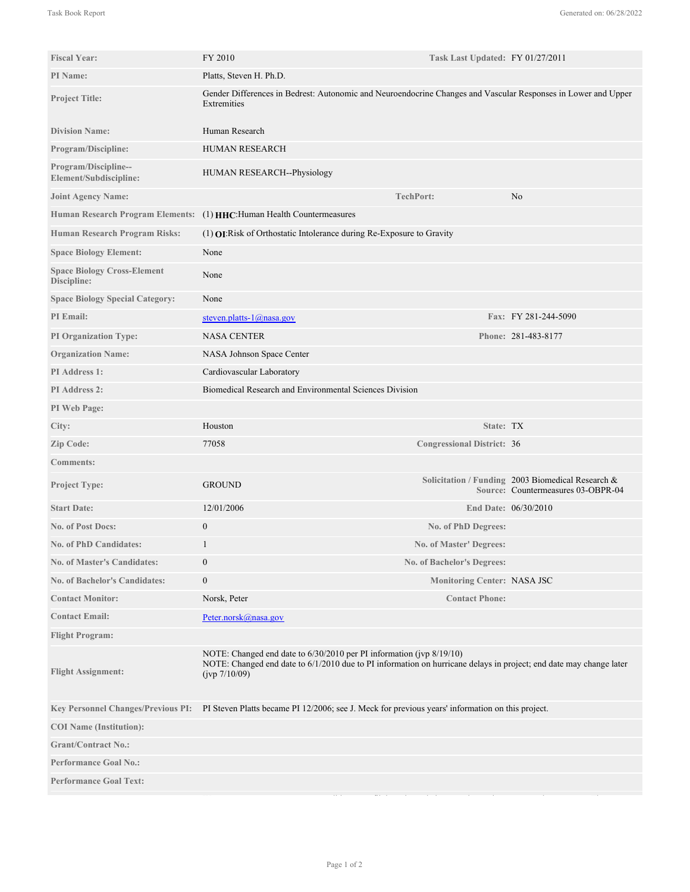| | | | |
|---|---|---|---|
| **Fiscal Year:** | FY 2010 | **Task Last Updated:** | FY 01/27/2011 |
| **PI Name:** | Platts, Steven H. Ph.D. | | |
| **Project Title:** | Gender Differences in Bedrest: Autonomic and Neuroendocrine Changes and Vascular Responses in Lower and Upper Extremities | | |
| **Division Name:** | Human Research | | |
| **Program/Discipline:** | HUMAN RESEARCH | | |
| **Program/Discipline--Element/Subdiscipline:** | HUMAN RESEARCH--Physiology | | |
| **Joint Agency Name:** | | **TechPort:** | No |
| **Human Research Program Elements:** | (1) **HHC**:Human Health Countermeasures | | |
| **Human Research Program Risks:** | (1) **OI**:Risk of Orthostatic Intolerance during Re-Exposure to Gravity | | |
| **Space Biology Element:** | None | | |
| **Space Biology Cross-Element Discipline:** | None | | |
| **Space Biology Special Category:** | None | | |
| **PI Email:** | steven.platts-1@nasa.gov | **Fax:** | FY 281-244-5090 |
| **PI Organization Type:** | NASA CENTER | **Phone:** | 281-483-8177 |
| **Organization Name:** | NASA Johnson Space Center | | |
| **PI Address 1:** | Cardiovascular Laboratory | | |
| **PI Address 2:** | Biomedical Research and Environmental Sciences Division | | |
| **PI Web Page:** | | | |
| **City:** | Houston | **State:** | TX |
| **Zip Code:** | 77058 | **Congressional District:** | 36 |
| **Comments:** | | | |
| **Project Type:** | GROUND | **Solicitation / Funding Source:** | 2003 Biomedical Research & Countermeasures 03-OBPR-04 |
| **Start Date:** | 12/01/2006 | **End Date:** | 06/30/2010 |
| **No. of Post Docs:** | 0 | **No. of PhD Degrees:** | |
| **No. of PhD Candidates:** | 1 | **No. of Master' Degrees:** | |
| **No. of Master's Candidates:** | 0 | **No. of Bachelor's Degrees:** | |
| **No. of Bachelor's Candidates:** | 0 | **Monitoring Center:** | NASA JSC |
| **Contact Monitor:** | Norsk, Peter | **Contact Phone:** | |
| **Contact Email:** | Peter.norsk@nasa.gov | | |
| **Flight Program:** | | | |
| **Flight Assignment:** | NOTE: Changed end date to 6/30/2010 per PI information (jvp 8/19/10)<br>NOTE: Changed end date to 6/1/2010 due to PI information on hurricane delays in project; end date may change later (jvp 7/10/09) | | |
| **Key Personnel Changes/Previous PI:** | PI Steven Platts became PI 12/2006; see J. Meck for previous years' information on this project. | | |
| **COI Name (Institution):** | | | |
| **Grant/Contract No.:** | | | |
| **Performance Goal No.:** | | | |
| **Performance Goal Text:** | | | |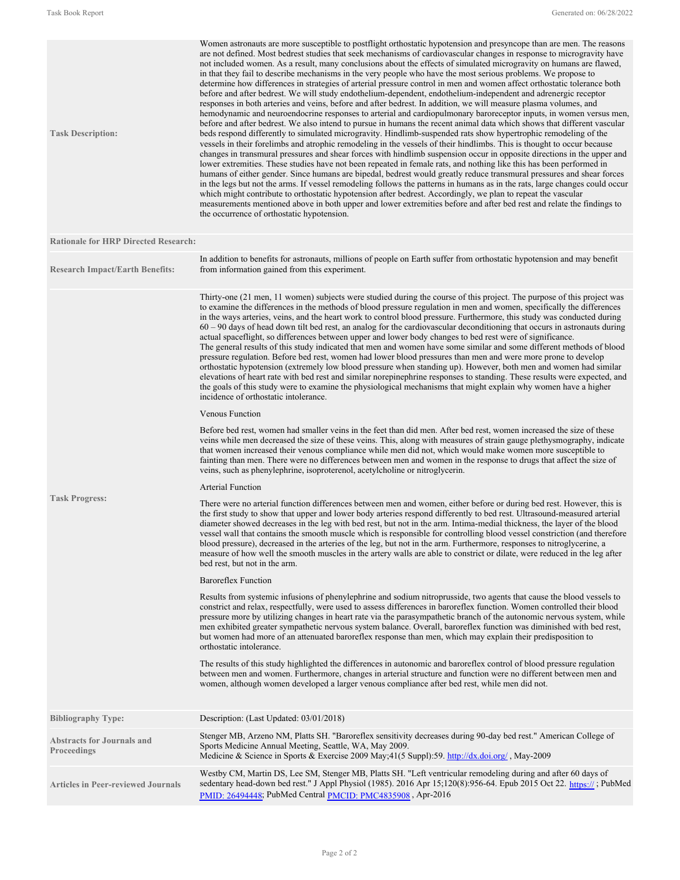| | |
|---|---|
| **Task Description:** | Women astronauts are more susceptible to postflight orthostatic hypotension and presyncope than are men. The reasons are not defined. Most bedrest studies that seek mechanisms of cardiovascular changes in response to microgravity have not included women. As a result, many conclusions about the effects of simulated microgravity on humans are flawed, in that they fail to describe mechanisms in the very people who have the most serious problems. We propose to determine how differences in strategies of arterial pressure control in men and women affect orthostatic tolerance both before and after bedrest. We will study endothelium-dependent, endothelium-independent and adrenergic receptor responses in both arteries and veins, before and after bedrest. In addition, we will measure plasma volumes, and hemodynamic and neuroendocrine responses to arterial and cardiopulmonary baroreceptor inputs, in women versus men, before and after bedrest. We also intend to pursue in humans the recent animal data which shows that different vascular beds respond differently to simulated microgravity. Hindlimb-suspended rats show hypertrophic remodeling of the vessels in their forelimbs and atrophic remodeling in the vessels of their hindlimbs. This is thought to occur because changes in transmural pressures and shear forces with hindlimb suspension occur in opposite directions in the upper and lower extremities. These studies have not been repeated in female rats, and nothing like this has been performed in humans of either gender. Since humans are bipedal, bedrest would greatly reduce transmural pressures and shear forces in the legs but not the arms. If vessel remodeling follows the patterns in humans as in the rats, large changes could occur which might contribute to orthostatic hypotension after bedrest. Accordingly, we plan to repeat the vascular measurements mentioned above in both upper and lower extremities before and after bed rest and relate the findings to the occurrence of orthostatic hypotension. |
| **Rationale for HRP Directed Research:** | |
| **Research Impact/Earth Benefits:** | In addition to benefits for astronauts, millions of people on Earth suffer from orthostatic hypotension and may benefit from information gained from this experiment. |
| **Task Progress:** | Thirty-one (21 men, 11 women) subjects were studied during the course of this project. The purpose of this project was to examine the differences in the methods of blood pressure regulation in men and women, specifically the differences in the ways arteries, veins, and the heart work to control blood pressure. Furthermore, this study was conducted during 60 – 90 days of head down tilt bed rest, an analog for the cardiovascular deconditioning that occurs in astronauts during actual spaceflight, so differences between upper and lower body changes to bed rest were of significance.<br>The general results of this study indicated that men and women have some similar and some different methods of blood pressure regulation. Before bed rest, women had lower blood pressures than men and were more prone to develop orthostatic hypotension (extremely low blood pressure when standing up). However, both men and women had similar elevations of heart rate with bed rest and similar norepinephrine responses to standing. These results were expected, and the goals of this study were to examine the physiological mechanisms that might explain why women have a higher incidence of orthostatic intolerance.<br><br>Venous Function<br><br>Before bed rest, women had smaller veins in the feet than did men. After bed rest, women increased the size of these veins while men decreased the size of these veins. This, along with measures of strain gauge plethysmography, indicate that women increased their venous compliance while men did not, which would make women more susceptible to fainting than men. There were no differences between men and women in the response to drugs that affect the size of veins, such as phenylephrine, isoproterenol, acetylcholine or nitroglycerin.<br><br>Arterial Function<br><br>There were no arterial function differences between men and women, either before or during bed rest. However, this is the first study to show that upper and lower body arteries respond differently to bed rest. Ultrasound-measured arterial diameter showed decreases in the leg with bed rest, but not in the arm. Intima-medial thickness, the layer of the blood vessel wall that contains the smooth muscle which is responsible for controlling blood vessel constriction (and therefore blood pressure), decreased in the arteries of the leg, but not in the arm. Furthermore, responses to nitroglycerine, a measure of how well the smooth muscles in the artery walls are able to constrict or dilate, were reduced in the leg after bed rest, but not in the arm.<br><br>Baroreflex Function<br><br>Results from systemic infusions of phenylephrine and sodium nitroprusside, two agents that cause the blood vessels to constrict and relax, respectfully, were used to assess differences in baroreflex function. Women controlled their blood pressure more by utilizing changes in heart rate via the parasympathetic branch of the autonomic nervous system, while men exhibited greater sympathetic nervous system balance. Overall, baroreflex function was diminished with bed rest, but women had more of an attenuated baroreflex response than men, which may explain their predisposition to orthostatic intolerance.<br><br>The results of this study highlighted the differences in autonomic and baroreflex control of blood pressure regulation between men and women. Furthermore, changes in arterial structure and function were no different between men and women, although women developed a larger venous compliance after bed rest, while men did not. |
| **Bibliography Type:** | Description: (Last Updated: 03/01/2018) |
| **Abstracts for Journals and Proceedings** | Stenger MB, Arzeno NM, Platts SH. "Baroreflex sensitivity decreases during 90-day bed rest." American College of Sports Medicine Annual Meeting, Seattle, WA, May 2009.<br>Medicine & Science in Sports & Exercise 2009 May;41(5 Suppl):59. http://dx.doi.org/ , May-2009 |
| **Articles in Peer-reviewed Journals** | Westby CM, Martin DS, Lee SM, Stenger MB, Platts SH. "Left ventricular remodeling during and after 60 days of sedentary head-down bed rest." J Appl Physiol (1985). 2016 Apr 15;120(8):956-64. Epub 2015 Oct 22. https:// ; PubMed PMID: 26494448; PubMed Central PMCID: PMC4835908 , Apr-2016 |